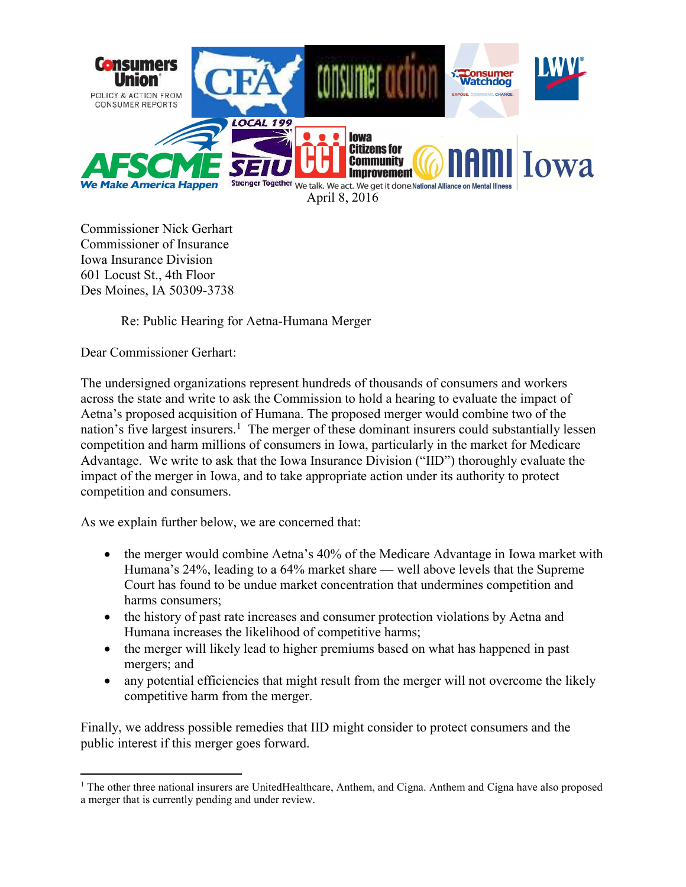April 8, 2016

Commissioner Nick Gerhart
Commissioner of Insurance
Iowa Insurance Division
601 Locust St., 4th Floor
Des Moines, IA 50309-3738

Re: Public Hearing for Aetna-Humana Merger

Dear Commissioner Gerhart:

The undersigned organizations represent hundreds of thousands of consumers and workers across the state and write to ask the Commission to hold a hearing to evaluate the impact of Aetna's proposed acquisition of Humana. The proposed merger would combine two of the nation's five largest insurers.[1] The merger of these dominant insurers could substantially lessen competition and harm millions of consumers in Iowa, particularly in the market for Medicare Advantage. We write to ask that the Iowa Insurance Division ("IID") thoroughly evaluate the impact of the merger in Iowa, and to take appropriate action under its authority to protect competition and consumers.

As we explain further below, we are concerned that:

- the merger would combine Aetna's 40% of the Medicare Advantage in Iowa market with Humana's 24%, leading to a 64% market share — well above levels that the Supreme Court has found to be undue market concentration that undermines competition and harms consumers;
- the history of past rate increases and consumer protection violations by Aetna and Humana increases the likelihood of competitive harms;
- the merger will likely lead to higher premiums based on what has happened in past mergers; and
- any potential efficiencies that might result from the merger will not overcome the likely competitive harm from the merger.

Finally, we address possible remedies that IID might consider to protect consumers and the public interest if this merger goes forward.

[1] The other three national insurers are UnitedHealthcare, Anthem, and Cigna. Anthem and Cigna have also proposed a merger that is currently pending and under review.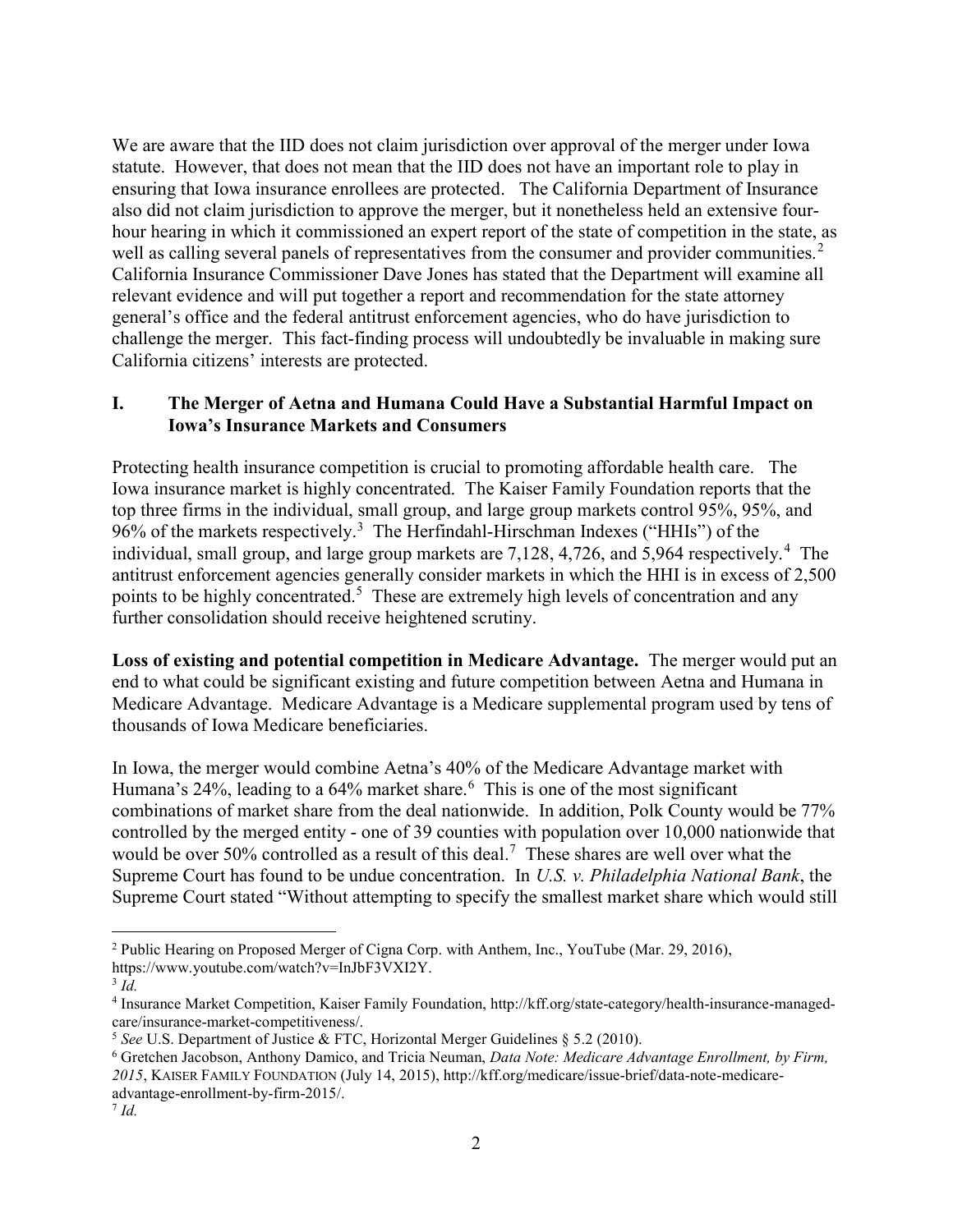We are aware that the IID does not claim jurisdiction over approval of the merger under Iowa statute. However, that does not mean that the IID does not have an important role to play in ensuring that Iowa insurance enrollees are protected. The California Department of Insurance also did not claim jurisdiction to approve the merger, but it nonetheless held an extensive four-hour hearing in which it commissioned an expert report of the state of competition in the state, as well as calling several panels of representatives from the consumer and provider communities.[2] California Insurance Commissioner Dave Jones has stated that the Department will examine all relevant evidence and will put together a report and recommendation for the state attorney general's office and the federal antitrust enforcement agencies, who do have jurisdiction to challenge the merger. This fact-finding process will undoubtedly be invaluable in making sure California citizens' interests are protected.

## I. The Merger of Aetna and Humana Could Have a Substantial Harmful Impact on Iowa's Insurance Markets and Consumers

Protecting health insurance competition is crucial to promoting affordable health care. The Iowa insurance market is highly concentrated. The Kaiser Family Foundation reports that the top three firms in the individual, small group, and large group markets control 95%, 95%, and 96% of the markets respectively.[3] The Herfindahl-Hirschman Indexes ("HHIs") of the individual, small group, and large group markets are 7,128, 4,726, and 5,964 respectively.[4] The antitrust enforcement agencies generally consider markets in which the HHI is in excess of 2,500 points to be highly concentrated.[5] These are extremely high levels of concentration and any further consolidation should receive heightened scrutiny.

**Loss of existing and potential competition in Medicare Advantage.** The merger would put an end to what could be significant existing and future competition between Aetna and Humana in Medicare Advantage. Medicare Advantage is a Medicare supplemental program used by tens of thousands of Iowa Medicare beneficiaries.

In Iowa, the merger would combine Aetna's 40% of the Medicare Advantage market with Humana's 24%, leading to a 64% market share.[6] This is one of the most significant combinations of market share from the deal nationwide. In addition, Polk County would be 77% controlled by the merged entity - one of 39 counties with population over 10,000 nationwide that would be over 50% controlled as a result of this deal.[7] These shares are well over what the Supreme Court has found to be undue concentration. In *U.S. v. Philadelphia National Bank*, the Supreme Court stated "Without attempting to specify the smallest market share which would still

---

[2] Public Hearing on Proposed Merger of Cigna Corp. with Anthem, Inc., YouTube (Mar. 29, 2016), https://www.youtube.com/watch?v=InJbF3VXI2Y.

[3] *Id.*

[4] Insurance Market Competition, Kaiser Family Foundation, http://kff.org/state-category/health-insurance-managed-care/insurance-market-competitiveness/.

[5] *See* U.S. Department of Justice & FTC, Horizontal Merger Guidelines § 5.2 (2010).

[6] Gretchen Jacobson, Anthony Damico, and Tricia Neuman, *Data Note: Medicare Advantage Enrollment, by Firm, 2015*, KAISER FAMILY FOUNDATION (July 14, 2015), http://kff.org/medicare/issue-brief/data-note-medicare-advantage-enrollment-by-firm-2015/.

[7] *Id.*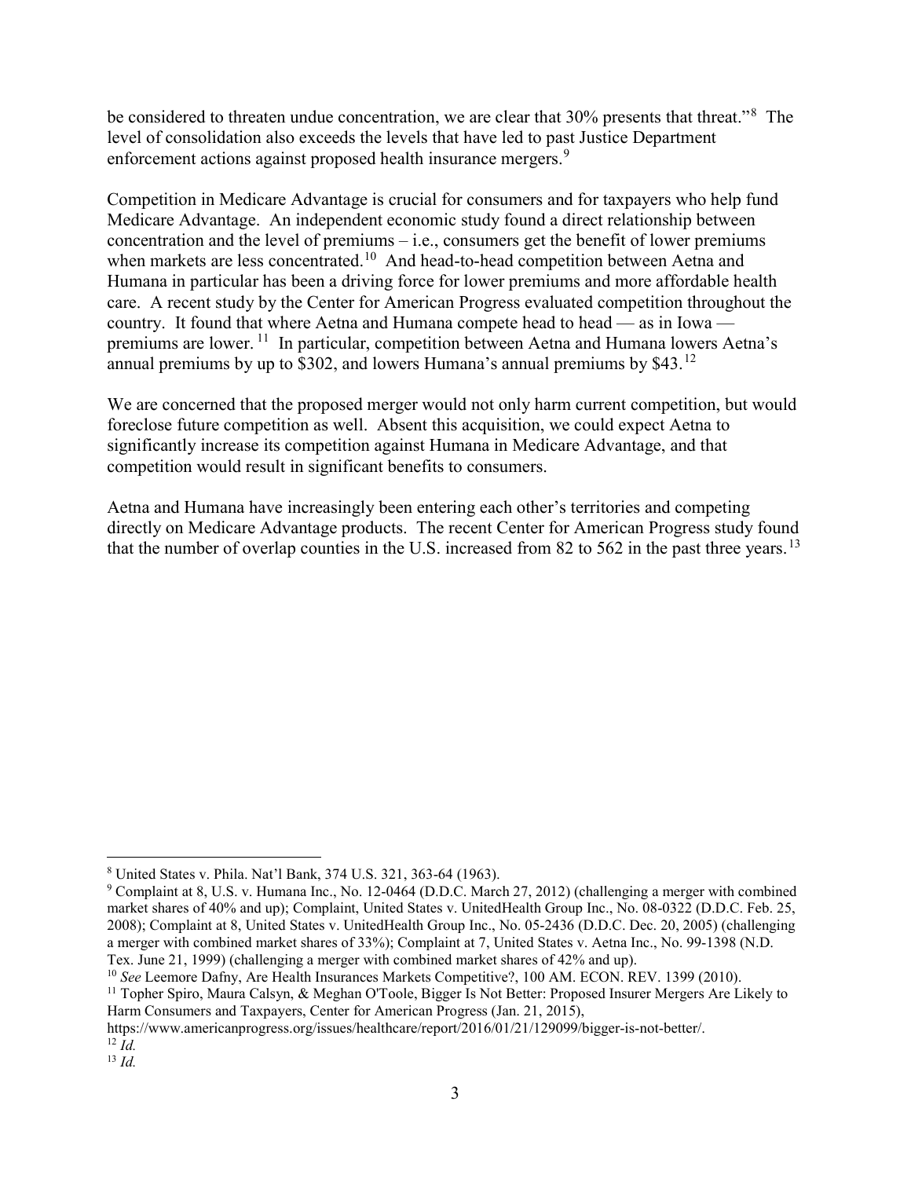be considered to threaten undue concentration, we are clear that 30% presents that threat."[8] The level of consolidation also exceeds the levels that have led to past Justice Department enforcement actions against proposed health insurance mergers.[9]

Competition in Medicare Advantage is crucial for consumers and for taxpayers who help fund Medicare Advantage. An independent economic study found a direct relationship between concentration and the level of premiums – i.e., consumers get the benefit of lower premiums when markets are less concentrated.[10] And head-to-head competition between Aetna and Humana in particular has been a driving force for lower premiums and more affordable health care. A recent study by the Center for American Progress evaluated competition throughout the country. It found that where Aetna and Humana compete head to head — as in Iowa — premiums are lower.[11] In particular, competition between Aetna and Humana lowers Aetna's annual premiums by up to $302, and lowers Humana's annual premiums by $43.[12]

We are concerned that the proposed merger would not only harm current competition, but would foreclose future competition as well. Absent this acquisition, we could expect Aetna to significantly increase its competition against Humana in Medicare Advantage, and that competition would result in significant benefits to consumers.

Aetna and Humana have increasingly been entering each other's territories and competing directly on Medicare Advantage products. The recent Center for American Progress study found that the number of overlap counties in the U.S. increased from 82 to 562 in the past three years.[13]

---

[8] United States v. Phila. Nat'l Bank, 374 U.S. 321, 363-64 (1963).

[9] Complaint at 8, U.S. v. Humana Inc., No. 12-0464 (D.D.C. March 27, 2012) (challenging a merger with combined market shares of 40% and up); Complaint, United States v. UnitedHealth Group Inc., No. 08-0322 (D.D.C. Feb. 25, 2008); Complaint at 8, United States v. UnitedHealth Group Inc., No. 05-2436 (D.D.C. Dec. 20, 2005) (challenging a merger with combined market shares of 33%); Complaint at 7, United States v. Aetna Inc., No. 99-1398 (N.D. Tex. June 21, 1999) (challenging a merger with combined market shares of 42% and up).

[10] *See* Leemore Dafny, Are Health Insurances Markets Competitive?, 100 AM. ECON. REV. 1399 (2010).

[11] Topher Spiro, Maura Calsyn, & Meghan O'Toole, Bigger Is Not Better: Proposed Insurer Mergers Are Likely to Harm Consumers and Taxpayers, Center for American Progress (Jan. 21, 2015), https://www.americanprogress.org/issues/healthcare/report/2016/01/21/129099/bigger-is-not-better/.

[12] *Id.*

[13] *Id.*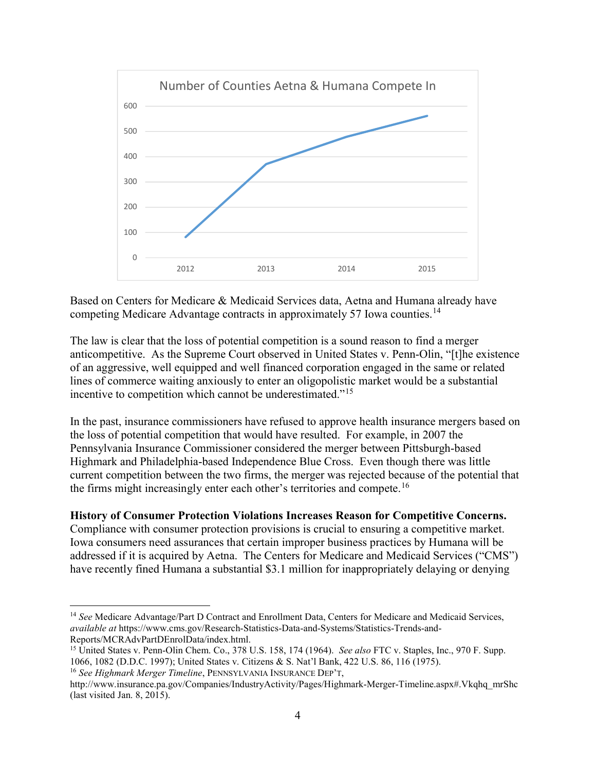Based on Centers for Medicare & Medicaid Services data, Aetna and Humana already have competing Medicare Advantage contracts in approximately 57 Iowa counties.[14]

The law is clear that the loss of potential competition is a sound reason to find a merger anticompetitive. As the Supreme Court observed in United States v. Penn-Olin, "[t]he existence of an aggressive, well equipped and well financed corporation engaged in the same or related lines of commerce waiting anxiously to enter an oligopolistic market would be a substantial incentive to competition which cannot be underestimated."[15]

In the past, insurance commissioners have refused to approve health insurance mergers based on the loss of potential competition that would have resulted. For example, in 2007 the Pennsylvania Insurance Commissioner considered the merger between Pittsburgh-based Highmark and Philadelphia-based Independence Blue Cross. Even though there was little current competition between the two firms, the merger was rejected because of the potential that the firms might increasingly enter each other's territories and compete.[16]

**History of Consumer Protection Violations Increases Reason for Competitive Concerns.** Compliance with consumer protection provisions is crucial to ensuring a competitive market. Iowa consumers need assurances that certain improper business practices by Humana will be addressed if it is acquired by Aetna. The Centers for Medicare and Medicaid Services ("CMS") have recently fined Humana a substantial $3.1 million for inappropriately delaying or denying

---

[14] *See* Medicare Advantage/Part D Contract and Enrollment Data, Centers for Medicare and Medicaid Services, *available at* https://www.cms.gov/Research-Statistics-Data-and-Systems/Statistics-Trends-and-Reports/MCRAdvPartDEnrolData/index.html.

[15] United States v. Penn-Olin Chem. Co., 378 U.S. 158, 174 (1964). *See also* FTC v. Staples, Inc., 970 F. Supp. 1066, 1082 (D.D.C. 1997); United States v. Citizens & S. Nat'l Bank, 422 U.S. 86, 116 (1975).

[16] *See Highmark Merger Timeline*, PENNSYLVANIA INSURANCE DEP'T, http://www.insurance.pa.gov/Companies/IndustryActivity/Pages/Highmark-Merger-Timeline.aspx#.Vkqhq_mrShc (last visited Jan. 8, 2015).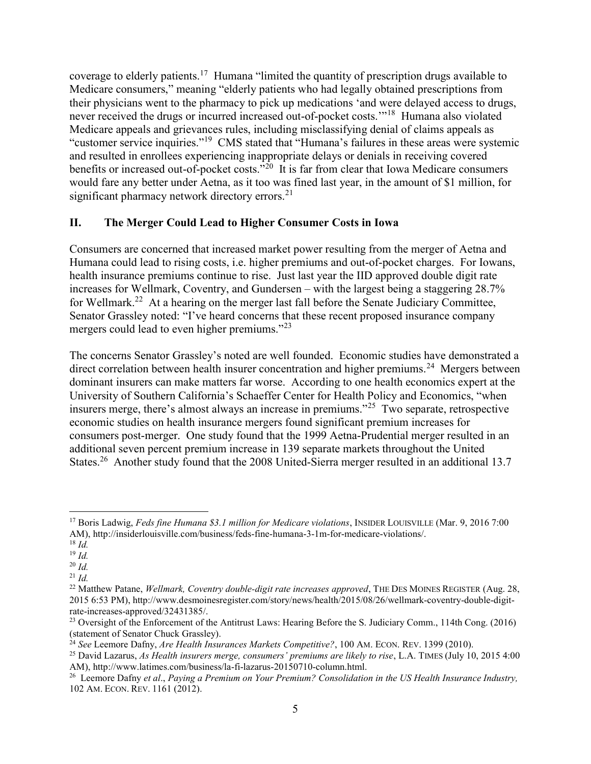coverage to elderly patients.[17] Humana "limited the quantity of prescription drugs available to Medicare consumers," meaning "elderly patients who had legally obtained prescriptions from their physicians went to the pharmacy to pick up medications 'and were delayed access to drugs, never received the drugs or incurred increased out-of-pocket costs.'"[18] Humana also violated Medicare appeals and grievances rules, including misclassifying denial of claims appeals as "customer service inquiries."[19] CMS stated that "Humana's failures in these areas were systemic and resulted in enrollees experiencing inappropriate delays or denials in receiving covered benefits or increased out-of-pocket costs."[20] It is far from clear that Iowa Medicare consumers would fare any better under Aetna, as it too was fined last year, in the amount of $1 million, for significant pharmacy network directory errors.[21]

## II. The Merger Could Lead to Higher Consumer Costs in Iowa

Consumers are concerned that increased market power resulting from the merger of Aetna and Humana could lead to rising costs, i.e. higher premiums and out-of-pocket charges. For Iowans, health insurance premiums continue to rise. Just last year the IID approved double digit rate increases for Wellmark, Coventry, and Gundersen – with the largest being a staggering 28.7% for Wellmark.[22] At a hearing on the merger last fall before the Senate Judiciary Committee, Senator Grassley noted: "I've heard concerns that these recent proposed insurance company mergers could lead to even higher premiums."[23]

The concerns Senator Grassley's noted are well founded. Economic studies have demonstrated a direct correlation between health insurer concentration and higher premiums.[24] Mergers between dominant insurers can make matters far worse. According to one health economics expert at the University of Southern California's Schaeffer Center for Health Policy and Economics, "when insurers merge, there's almost always an increase in premiums."[25] Two separate, retrospective economic studies on health insurance mergers found significant premium increases for consumers post-merger. One study found that the 1999 Aetna-Prudential merger resulted in an additional seven percent premium increase in 139 separate markets throughout the United States.[26] Another study found that the 2008 United-Sierra merger resulted in an additional 13.7

---

[17] Boris Ladwig, *Feds fine Humana $3.1 million for Medicare violations*, INSIDER LOUISVILLE (Mar. 9, 2016 7:00 AM), http://insiderlouisville.com/business/feds-fine-humana-3-1m-for-medicare-violations/.

[18] *Id.*

[19] *Id.*

[20] *Id.*

[21] *Id.*

[22] Matthew Patane, *Wellmark, Coventry double-digit rate increases approved*, THE DES MOINES REGISTER (Aug. 28, 2015 6:53 PM), http://www.desmoinesregister.com/story/news/health/2015/08/26/wellmark-coventry-double-digit-rate-increases-approved/32431385/.

[23] Oversight of the Enforcement of the Antitrust Laws: Hearing Before the S. Judiciary Comm., 114th Cong. (2016) (statement of Senator Chuck Grassley).

[24] *See* Leemore Dafny, *Are Health Insurances Markets Competitive?*, 100 AM. ECON. REV. 1399 (2010).

[25] David Lazarus, *As Health insurers merge, consumers' premiums are likely to rise*, L.A. TIMES (July 10, 2015 4:00 AM), http://www.latimes.com/business/la-fi-lazarus-20150710-column.html.

[26] Leemore Dafny *et al*., *Paying a Premium on Your Premium? Consolidation in the US Health Insurance Industry,* 102 AM. ECON. REV. 1161 (2012).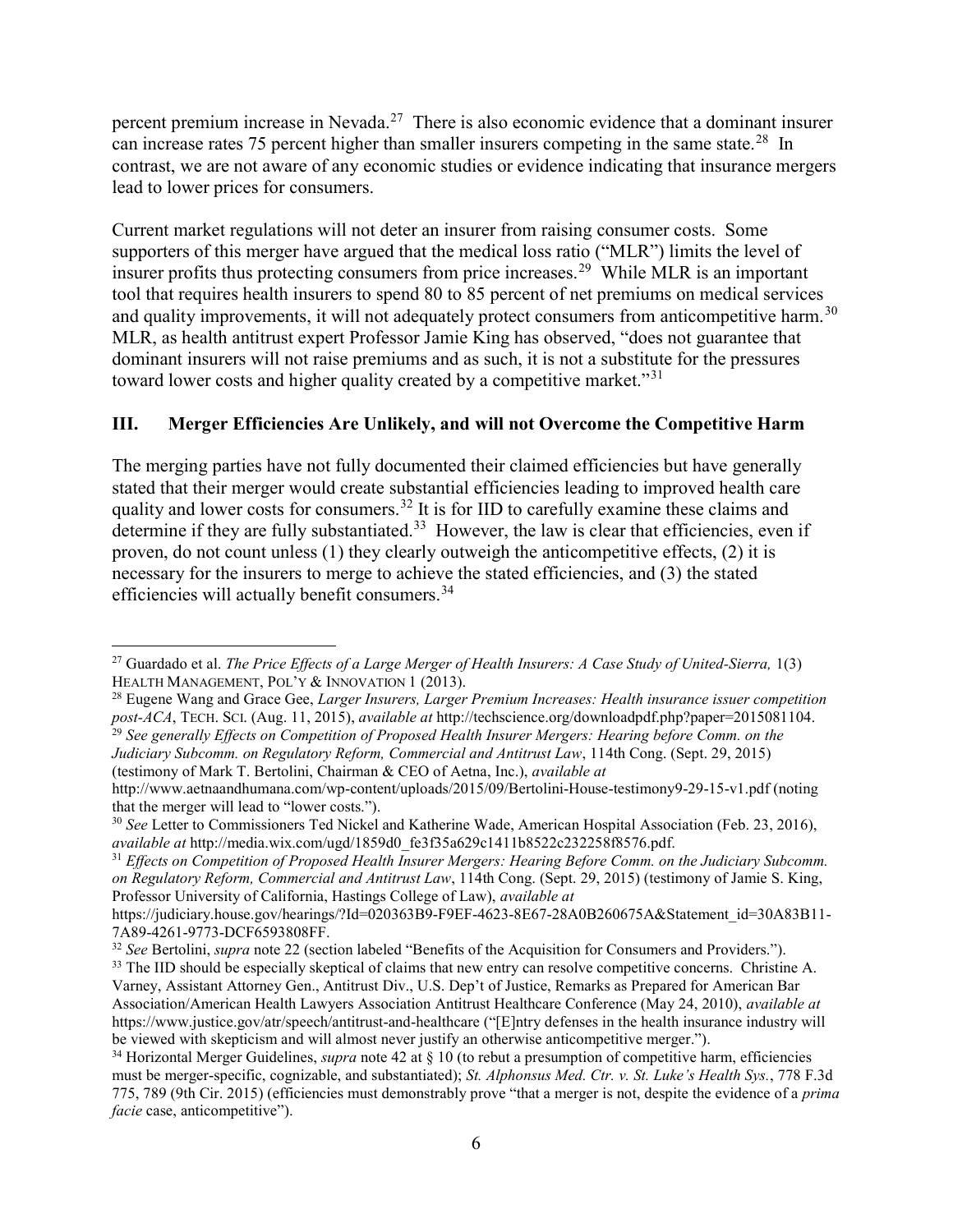percent premium increase in Nevada.[27] There is also economic evidence that a dominant insurer can increase rates 75 percent higher than smaller insurers competing in the same state.[28] In contrast, we are not aware of any economic studies or evidence indicating that insurance mergers lead to lower prices for consumers.

Current market regulations will not deter an insurer from raising consumer costs. Some supporters of this merger have argued that the medical loss ratio ("MLR") limits the level of insurer profits thus protecting consumers from price increases.[29] While MLR is an important tool that requires health insurers to spend 80 to 85 percent of net premiums on medical services and quality improvements, it will not adequately protect consumers from anticompetitive harm.[30] MLR, as health antitrust expert Professor Jamie King has observed, "does not guarantee that dominant insurers will not raise premiums and as such, it is not a substitute for the pressures toward lower costs and higher quality created by a competitive market."[31]

## III. Merger Efficiencies Are Unlikely, and will not Overcome the Competitive Harm

The merging parties have not fully documented their claimed efficiencies but have generally stated that their merger would create substantial efficiencies leading to improved health care quality and lower costs for consumers.[32] It is for IID to carefully examine these claims and determine if they are fully substantiated.[33] However, the law is clear that efficiencies, even if proven, do not count unless (1) they clearly outweigh the anticompetitive effects, (2) it is necessary for the insurers to merge to achieve the stated efficiencies, and (3) the stated efficiencies will actually benefit consumers.[34]

---

[27] Guardado et al. *The Price Effects of a Large Merger of Health Insurers: A Case Study of United-Sierra,* 1(3) HEALTH MANAGEMENT, POL'Y & INNOVATION 1 (2013).

[28] Eugene Wang and Grace Gee, *Larger Insurers, Larger Premium Increases: Health insurance issuer competition post-ACA*, TECH. SCI. (Aug. 11, 2015), *available at* http://techscience.org/downloadpdf.php?paper=2015081104.

[29] *See generally Effects on Competition of Proposed Health Insurer Mergers: Hearing before Comm. on the Judiciary Subcomm. on Regulatory Reform, Commercial and Antitrust Law*, 114th Cong. (Sept. 29, 2015) (testimony of Mark T. Bertolini, Chairman & CEO of Aetna, Inc.), *available at* http://www.aetnaandhumana.com/wp-content/uploads/2015/09/Bertolini-House-testimony9-29-15-v1.pdf (noting that the merger will lead to "lower costs.").

[30] *See* Letter to Commissioners Ted Nickel and Katherine Wade, American Hospital Association (Feb. 23, 2016), *available at* http://media.wix.com/ugd/1859d0_fe3f35a629c1411b8522c232258f8576.pdf.

[31] *Effects on Competition of Proposed Health Insurer Mergers: Hearing Before Comm. on the Judiciary Subcomm. on Regulatory Reform, Commercial and Antitrust Law*, 114th Cong. (Sept. 29, 2015) (testimony of Jamie S. King, Professor University of California, Hastings College of Law), *available at* https://judiciary.house.gov/hearings/?Id=020363B9-F9EF-4623-8E67-28A0B260675A&Statement_id=30A83B11-7A89-4261-9773-DCF6593808FF.

[32] *See* Bertolini, *supra* note 22 (section labeled "Benefits of the Acquisition for Consumers and Providers.").

[33] The IID should be especially skeptical of claims that new entry can resolve competitive concerns. Christine A. Varney, Assistant Attorney Gen., Antitrust Div., U.S. Dep't of Justice, Remarks as Prepared for American Bar Association/American Health Lawyers Association Antitrust Healthcare Conference (May 24, 2010), *available at* https://www.justice.gov/atr/speech/antitrust-and-healthcare ("[E]ntry defenses in the health insurance industry will be viewed with skepticism and will almost never justify an otherwise anticompetitive merger.").

[34] Horizontal Merger Guidelines, *supra* note 42 at § 10 (to rebut a presumption of competitive harm, efficiencies must be merger-specific, cognizable, and substantiated); *St. Alphonsus Med. Ctr. v. St. Luke's Health Sys.*, 778 F.3d 775, 789 (9th Cir. 2015) (efficiencies must demonstrably prove "that a merger is not, despite the evidence of a *prima facie* case, anticompetitive").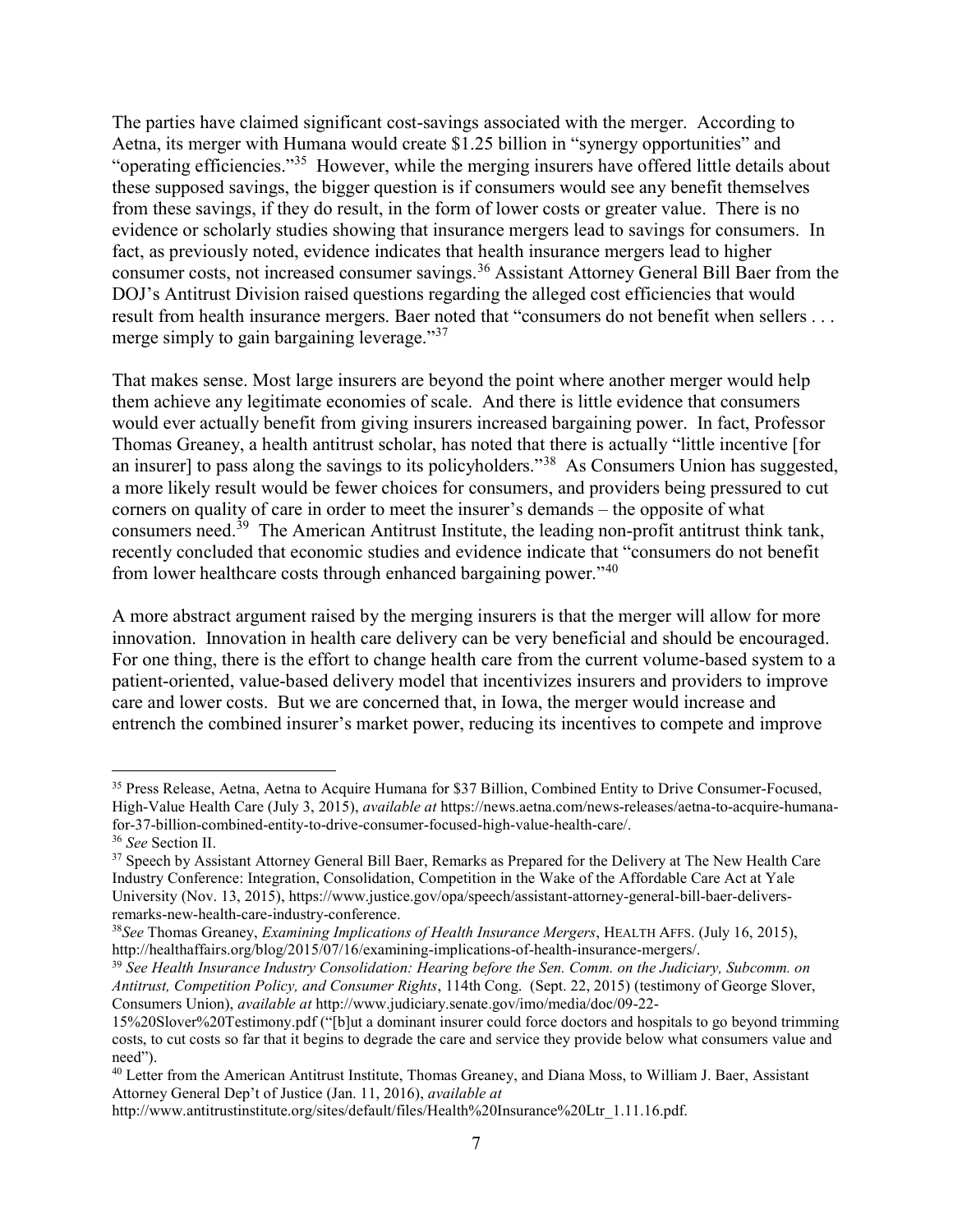The parties have claimed significant cost-savings associated with the merger. According to Aetna, its merger with Humana would create $1.25 billion in "synergy opportunities" and "operating efficiencies."[35] However, while the merging insurers have offered little details about these supposed savings, the bigger question is if consumers would see any benefit themselves from these savings, if they do result, in the form of lower costs or greater value. There is no evidence or scholarly studies showing that insurance mergers lead to savings for consumers. In fact, as previously noted, evidence indicates that health insurance mergers lead to higher consumer costs, not increased consumer savings.[36] Assistant Attorney General Bill Baer from the DOJ's Antitrust Division raised questions regarding the alleged cost efficiencies that would result from health insurance mergers. Baer noted that "consumers do not benefit when sellers . . . merge simply to gain bargaining leverage."[37]

That makes sense. Most large insurers are beyond the point where another merger would help them achieve any legitimate economies of scale. And there is little evidence that consumers would ever actually benefit from giving insurers increased bargaining power. In fact, Professor Thomas Greaney, a health antitrust scholar, has noted that there is actually "little incentive [for an insurer] to pass along the savings to its policyholders."[38] As Consumers Union has suggested, a more likely result would be fewer choices for consumers, and providers being pressured to cut corners on quality of care in order to meet the insurer's demands – the opposite of what consumers need.[39] The American Antitrust Institute, the leading non-profit antitrust think tank, recently concluded that economic studies and evidence indicate that "consumers do not benefit from lower healthcare costs through enhanced bargaining power."[40]

A more abstract argument raised by the merging insurers is that the merger will allow for more innovation. Innovation in health care delivery can be very beneficial and should be encouraged. For one thing, there is the effort to change health care from the current volume-based system to a patient-oriented, value-based delivery model that incentivizes insurers and providers to improve care and lower costs. But we are concerned that, in Iowa, the merger would increase and entrench the combined insurer's market power, reducing its incentives to compete and improve

---

[35] Press Release, Aetna, Aetna to Acquire Humana for $37 Billion, Combined Entity to Drive Consumer-Focused, High-Value Health Care (July 3, 2015), *available at* https://news.aetna.com/news-releases/aetna-to-acquire-humana-for-37-billion-combined-entity-to-drive-consumer-focused-high-value-health-care/.

[36] *See* Section II.

[37] Speech by Assistant Attorney General Bill Baer, Remarks as Prepared for the Delivery at The New Health Care Industry Conference: Integration, Consolidation, Competition in the Wake of the Affordable Care Act at Yale University (Nov. 13, 2015), https://www.justice.gov/opa/speech/assistant-attorney-general-bill-baer-delivers-remarks-new-health-care-industry-conference.

[38] *See* Thomas Greaney, *Examining Implications of Health Insurance Mergers*, HEALTH AFFS. (July 16, 2015), http://healthaffairs.org/blog/2015/07/16/examining-implications-of-health-insurance-mergers/.

[39] *See Health Insurance Industry Consolidation: Hearing before the Sen. Comm. on the Judiciary, Subcomm. on Antitrust, Competition Policy, and Consumer Rights*, 114th Cong. (Sept. 22, 2015) (testimony of George Slover, Consumers Union), *available at* http://www.judiciary.senate.gov/imo/media/doc/09-22-15%20Slover%20Testimony.pdf ("[b]ut a dominant insurer could force doctors and hospitals to go beyond trimming costs, to cut costs so far that it begins to degrade the care and service they provide below what consumers value and need").

[40] Letter from the American Antitrust Institute, Thomas Greaney, and Diana Moss, to William J. Baer, Assistant Attorney General Dep't of Justice (Jan. 11, 2016), *available at* http://www.antitrustinstitute.org/sites/default/files/Health%20Insurance%20Ltr_1.11.16.pdf.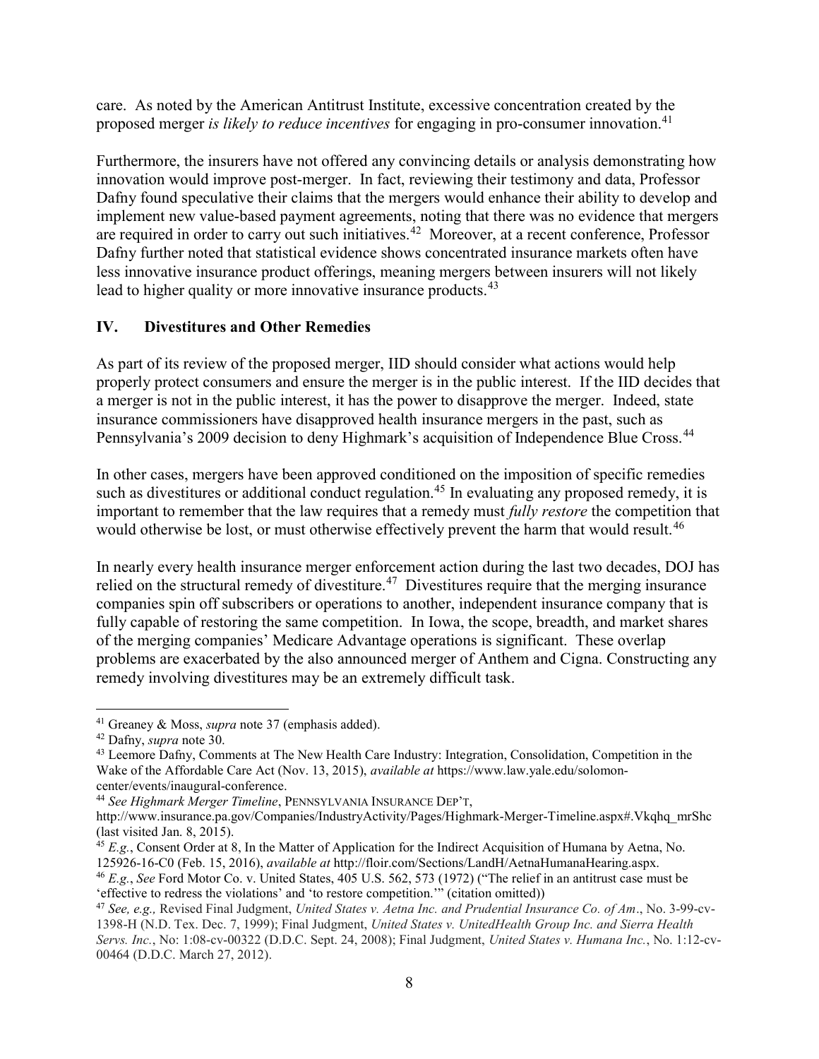care. As noted by the American Antitrust Institute, excessive concentration created by the proposed merger *is likely to reduce incentives* for engaging in pro-consumer innovation.[41]

Furthermore, the insurers have not offered any convincing details or analysis demonstrating how innovation would improve post-merger. In fact, reviewing their testimony and data, Professor Dafny found speculative their claims that the mergers would enhance their ability to develop and implement new value-based payment agreements, noting that there was no evidence that mergers are required in order to carry out such initiatives.[42] Moreover, at a recent conference, Professor Dafny further noted that statistical evidence shows concentrated insurance markets often have less innovative insurance product offerings, meaning mergers between insurers will not likely lead to higher quality or more innovative insurance products.[43]

## IV. Divestitures and Other Remedies

As part of its review of the proposed merger, IID should consider what actions would help properly protect consumers and ensure the merger is in the public interest. If the IID decides that a merger is not in the public interest, it has the power to disapprove the merger. Indeed, state insurance commissioners have disapproved health insurance mergers in the past, such as Pennsylvania's 2009 decision to deny Highmark's acquisition of Independence Blue Cross.[44]

In other cases, mergers have been approved conditioned on the imposition of specific remedies such as divestitures or additional conduct regulation.[45] In evaluating any proposed remedy, it is important to remember that the law requires that a remedy must *fully restore* the competition that would otherwise be lost, or must otherwise effectively prevent the harm that would result.[46]

In nearly every health insurance merger enforcement action during the last two decades, DOJ has relied on the structural remedy of divestiture.[47] Divestitures require that the merging insurance companies spin off subscribers or operations to another, independent insurance company that is fully capable of restoring the same competition. In Iowa, the scope, breadth, and market shares of the merging companies' Medicare Advantage operations is significant. These overlap problems are exacerbated by the also announced merger of Anthem and Cigna. Constructing any remedy involving divestitures may be an extremely difficult task.

---

[41] Greaney & Moss, *supra* note 37 (emphasis added).

[42] Dafny, *supra* note 30.

[43] Leemore Dafny, Comments at The New Health Care Industry: Integration, Consolidation, Competition in the Wake of the Affordable Care Act (Nov. 13, 2015), *available at* https://www.law.yale.edu/solomon-center/events/inaugural-conference.

[44] *See Highmark Merger Timeline*, PENNSYLVANIA INSURANCE DEP'T, http://www.insurance.pa.gov/Companies/IndustryActivity/Pages/Highmark-Merger-Timeline.aspx#.Vkqhq_mrShc (last visited Jan. 8, 2015).

[45] *E.g.*, Consent Order at 8, In the Matter of Application for the Indirect Acquisition of Humana by Aetna, No. 125926-16-C0 (Feb. 15, 2016), *available at* http://floir.com/Sections/LandH/AetnaHumanaHearing.aspx.

[46] *E.g.*, *See* Ford Motor Co. v. United States, 405 U.S. 562, 573 (1972) ("The relief in an antitrust case must be 'effective to redress the violations' and 'to restore competition.'" (citation omitted))

[47] *See, e.g.,* Revised Final Judgment, *United States v. Aetna Inc. and Prudential Insurance Co. of Am*., No. 3-99-cv-1398-H (N.D. Tex. Dec. 7, 1999); Final Judgment, *United States v. UnitedHealth Group Inc. and Sierra Health Servs. Inc.*, No: 1:08-cv-00322 (D.D.C. Sept. 24, 2008); Final Judgment, *United States v. Humana Inc.*, No. 1:12-cv-00464 (D.D.C. March 27, 2012).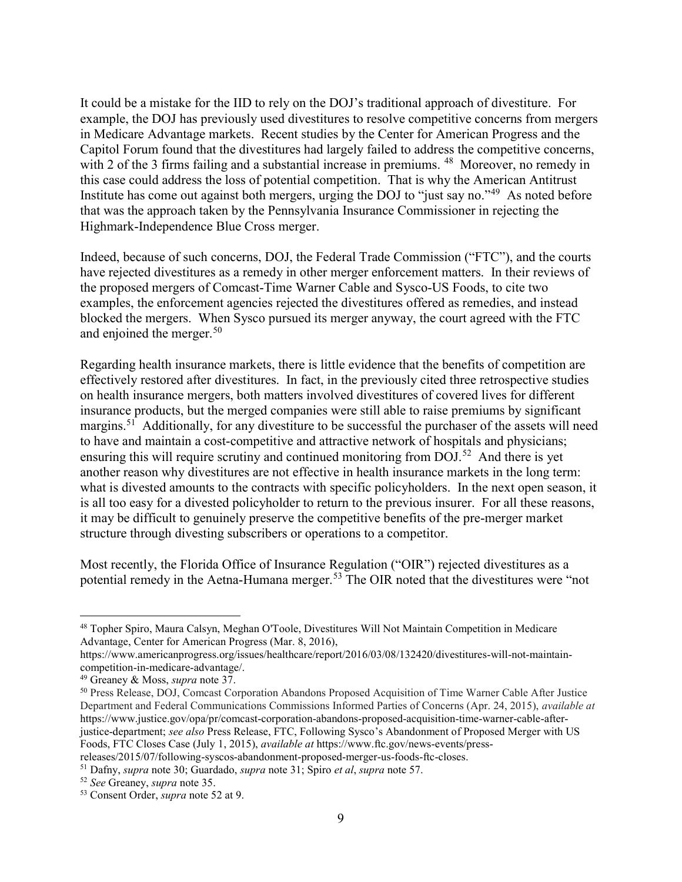It could be a mistake for the IID to rely on the DOJ's traditional approach of divestiture. For example, the DOJ has previously used divestitures to resolve competitive concerns from mergers in Medicare Advantage markets. Recent studies by the Center for American Progress and the Capitol Forum found that the divestitures had largely failed to address the competitive concerns, with 2 of the 3 firms failing and a substantial increase in premiums. [48] Moreover, no remedy in this case could address the loss of potential competition. That is why the American Antitrust Institute has come out against both mergers, urging the DOJ to "just say no."[49] As noted before that was the approach taken by the Pennsylvania Insurance Commissioner in rejecting the Highmark-Independence Blue Cross merger.

Indeed, because of such concerns, DOJ, the Federal Trade Commission ("FTC"), and the courts have rejected divestitures as a remedy in other merger enforcement matters. In their reviews of the proposed mergers of Comcast-Time Warner Cable and Sysco-US Foods, to cite two examples, the enforcement agencies rejected the divestitures offered as remedies, and instead blocked the mergers. When Sysco pursued its merger anyway, the court agreed with the FTC and enjoined the merger.[50]

Regarding health insurance markets, there is little evidence that the benefits of competition are effectively restored after divestitures. In fact, in the previously cited three retrospective studies on health insurance mergers, both matters involved divestitures of covered lives for different insurance products, but the merged companies were still able to raise premiums by significant margins.[51] Additionally, for any divestiture to be successful the purchaser of the assets will need to have and maintain a cost-competitive and attractive network of hospitals and physicians; ensuring this will require scrutiny and continued monitoring from DOJ.[52] And there is yet another reason why divestitures are not effective in health insurance markets in the long term: what is divested amounts to the contracts with specific policyholders. In the next open season, it is all too easy for a divested policyholder to return to the previous insurer. For all these reasons, it may be difficult to genuinely preserve the competitive benefits of the pre-merger market structure through divesting subscribers or operations to a competitor.

Most recently, the Florida Office of Insurance Regulation ("OIR") rejected divestitures as a potential remedy in the Aetna-Humana merger.[53] The OIR noted that the divestitures were "not

---

[48] Topher Spiro, Maura Calsyn, Meghan O'Toole, Divestitures Will Not Maintain Competition in Medicare Advantage, Center for American Progress (Mar. 8, 2016), https://www.americanprogress.org/issues/healthcare/report/2016/03/08/132420/divestitures-will-not-maintain-competition-in-medicare-advantage/.

[49] Greaney & Moss, *supra* note 37.

[50] Press Release, DOJ, Comcast Corporation Abandons Proposed Acquisition of Time Warner Cable After Justice Department and Federal Communications Commissions Informed Parties of Concerns (Apr. 24, 2015), *available at* https://www.justice.gov/opa/pr/comcast-corporation-abandons-proposed-acquisition-time-warner-cable-after-justice-department; *see also* Press Release, FTC, Following Sysco's Abandonment of Proposed Merger with US Foods, FTC Closes Case (July 1, 2015), *available at* https://www.ftc.gov/news-events/press-releases/2015/07/following-syscos-abandonment-proposed-merger-us-foods-ftc-closes.

[51] Dafny, *supra* note 30; Guardado, *supra* note 31; Spiro *et al*, *supra* note 57.

[52] *See* Greaney, *supra* note 35.

[53] Consent Order, *supra* note 52 at 9.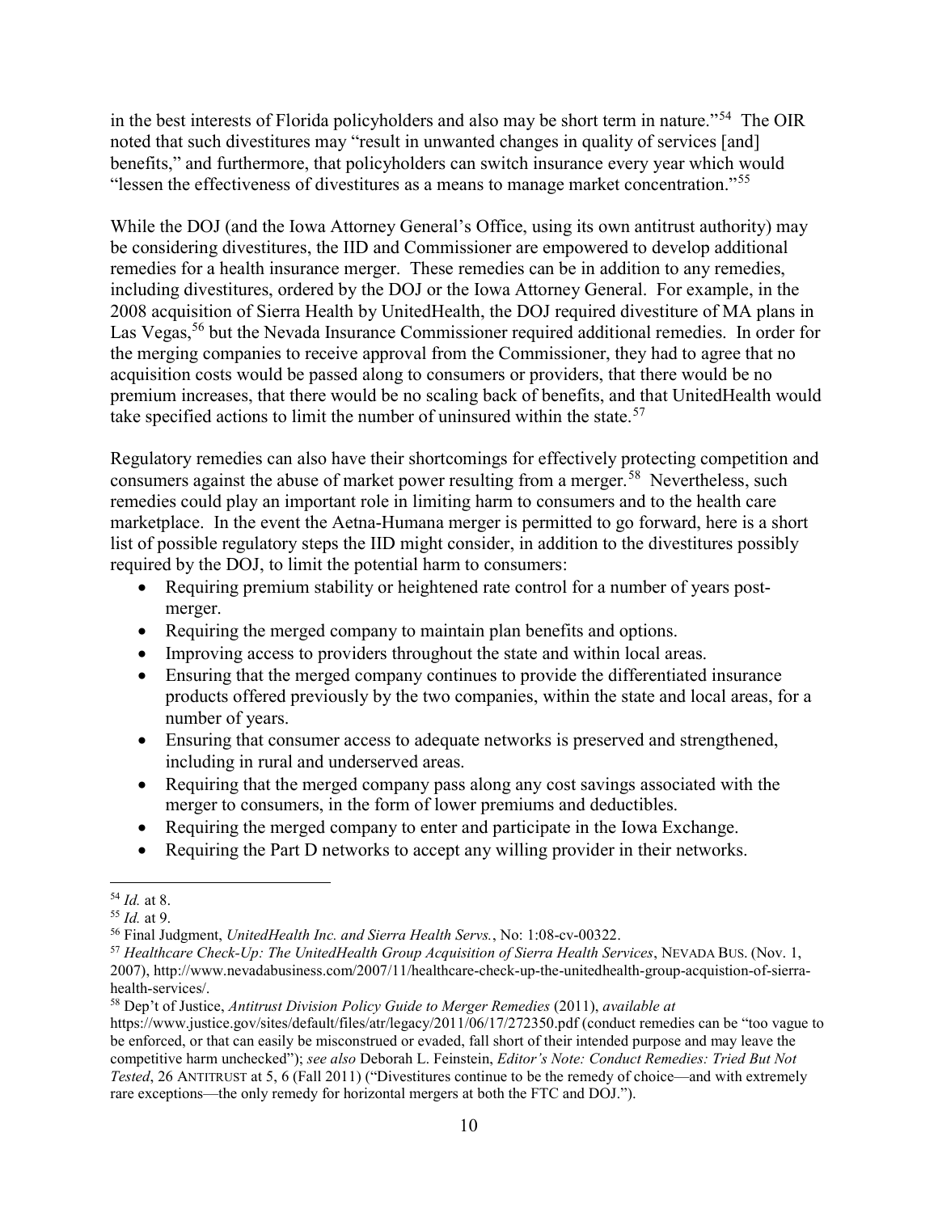in the best interests of Florida policyholders and also may be short term in nature."[54] The OIR noted that such divestitures may "result in unwanted changes in quality of services [and] benefits," and furthermore, that policyholders can switch insurance every year which would "lessen the effectiveness of divestitures as a means to manage market concentration."[55]

While the DOJ (and the Iowa Attorney General's Office, using its own antitrust authority) may be considering divestitures, the IID and Commissioner are empowered to develop additional remedies for a health insurance merger. These remedies can be in addition to any remedies, including divestitures, ordered by the DOJ or the Iowa Attorney General. For example, in the 2008 acquisition of Sierra Health by UnitedHealth, the DOJ required divestiture of MA plans in Las Vegas,[56] but the Nevada Insurance Commissioner required additional remedies. In order for the merging companies to receive approval from the Commissioner, they had to agree that no acquisition costs would be passed along to consumers or providers, that there would be no premium increases, that there would be no scaling back of benefits, and that UnitedHealth would take specified actions to limit the number of uninsured within the state.[57]

Regulatory remedies can also have their shortcomings for effectively protecting competition and consumers against the abuse of market power resulting from a merger.[58] Nevertheless, such remedies could play an important role in limiting harm to consumers and to the health care marketplace. In the event the Aetna-Humana merger is permitted to go forward, here is a short list of possible regulatory steps the IID might consider, in addition to the divestitures possibly required by the DOJ, to limit the potential harm to consumers:

- Requiring premium stability or heightened rate control for a number of years post-merger.
- Requiring the merged company to maintain plan benefits and options.
- Improving access to providers throughout the state and within local areas.
- Ensuring that the merged company continues to provide the differentiated insurance products offered previously by the two companies, within the state and local areas, for a number of years.
- Ensuring that consumer access to adequate networks is preserved and strengthened, including in rural and underserved areas.
- Requiring that the merged company pass along any cost savings associated with the merger to consumers, in the form of lower premiums and deductibles.
- Requiring the merged company to enter and participate in the Iowa Exchange.
- Requiring the Part D networks to accept any willing provider in their networks.

---

[54] *Id.* at 8.

[55] *Id.* at 9.

[56] Final Judgment, *UnitedHealth Inc. and Sierra Health Servs.*, No: 1:08-cv-00322.

[57] *Healthcare Check-Up: The UnitedHealth Group Acquisition of Sierra Health Services*, NEVADA BUS. (Nov. 1, 2007), http://www.nevadabusiness.com/2007/11/healthcare-check-up-the-unitedhealth-group-acquistion-of-sierra-health-services/.

[58] Dep't of Justice, *Antitrust Division Policy Guide to Merger Remedies* (2011), *available at* https://www.justice.gov/sites/default/files/atr/legacy/2011/06/17/272350.pdf (conduct remedies can be "too vague to be enforced, or that can easily be misconstrued or evaded, fall short of their intended purpose and may leave the competitive harm unchecked"); *see also* Deborah L. Feinstein, *Editor's Note: Conduct Remedies: Tried But Not Tested*, 26 ANTITRUST at 5, 6 (Fall 2011) ("Divestitures continue to be the remedy of choice—and with extremely rare exceptions—the only remedy for horizontal mergers at both the FTC and DOJ.").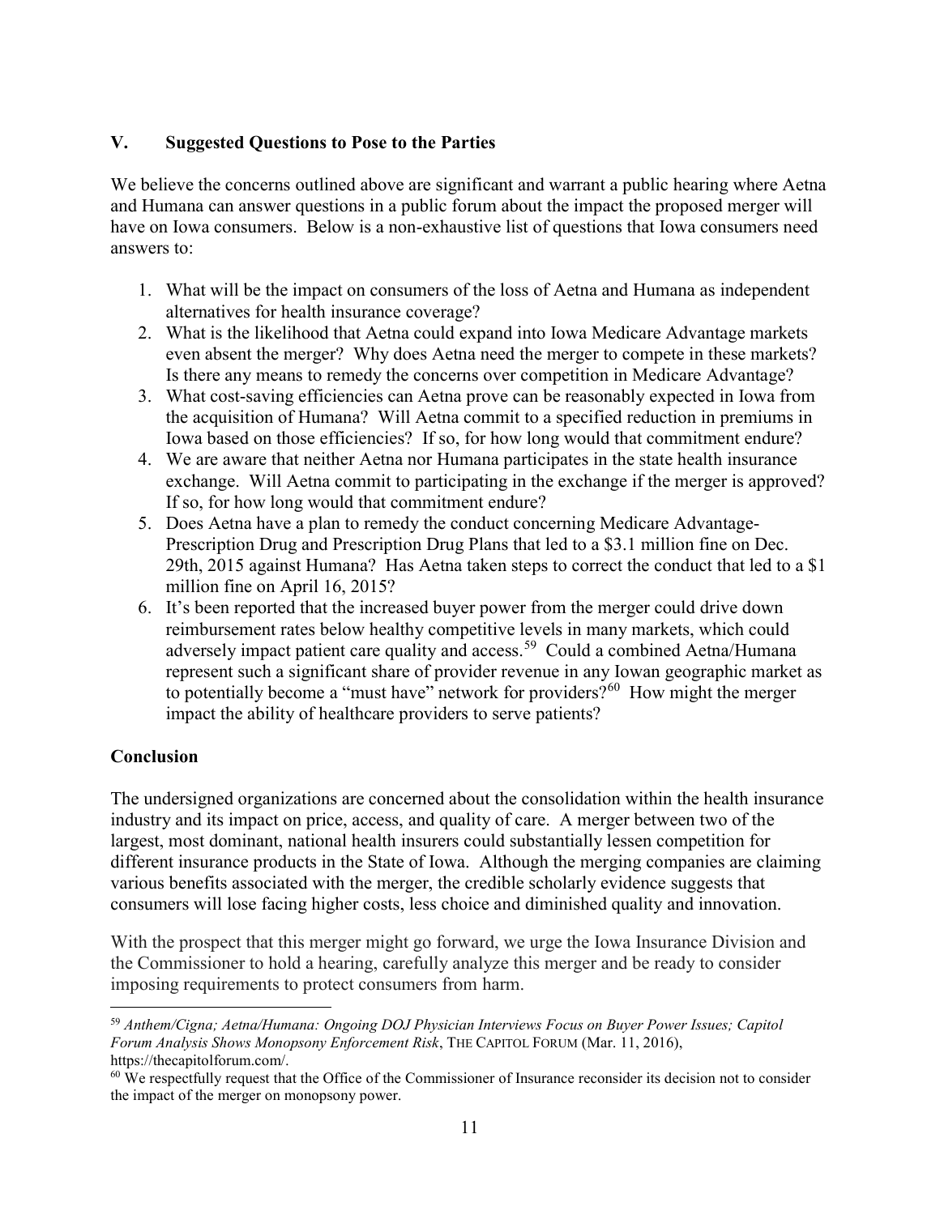## V. Suggested Questions to Pose to the Parties

We believe the concerns outlined above are significant and warrant a public hearing where Aetna and Humana can answer questions in a public forum about the impact the proposed merger will have on Iowa consumers. Below is a non-exhaustive list of questions that Iowa consumers need answers to:

1. What will be the impact on consumers of the loss of Aetna and Humana as independent alternatives for health insurance coverage?
2. What is the likelihood that Aetna could expand into Iowa Medicare Advantage markets even absent the merger? Why does Aetna need the merger to compete in these markets? Is there any means to remedy the concerns over competition in Medicare Advantage?
3. What cost-saving efficiencies can Aetna prove can be reasonably expected in Iowa from the acquisition of Humana? Will Aetna commit to a specified reduction in premiums in Iowa based on those efficiencies? If so, for how long would that commitment endure?
4. We are aware that neither Aetna nor Humana participates in the state health insurance exchange. Will Aetna commit to participating in the exchange if the merger is approved? If so, for how long would that commitment endure?
5. Does Aetna have a plan to remedy the conduct concerning Medicare Advantage-Prescription Drug and Prescription Drug Plans that led to a $3.1 million fine on Dec. 29th, 2015 against Humana? Has Aetna taken steps to correct the conduct that led to a $1 million fine on April 16, 2015?
6. It's been reported that the increased buyer power from the merger could drive down reimbursement rates below healthy competitive levels in many markets, which could adversely impact patient care quality and access.[59] Could a combined Aetna/Humana represent such a significant share of provider revenue in any Iowan geographic market as to potentially become a "must have" network for providers?[60] How might the merger impact the ability of healthcare providers to serve patients?

## Conclusion

The undersigned organizations are concerned about the consolidation within the health insurance industry and its impact on price, access, and quality of care. A merger between two of the largest, most dominant, national health insurers could substantially lessen competition for different insurance products in the State of Iowa. Although the merging companies are claiming various benefits associated with the merger, the credible scholarly evidence suggests that consumers will lose facing higher costs, less choice and diminished quality and innovation.

With the prospect that this merger might go forward, we urge the Iowa Insurance Division and the Commissioner to hold a hearing, carefully analyze this merger and be ready to consider imposing requirements to protect consumers from harm.

---

[59] *Anthem/Cigna; Aetna/Humana: Ongoing DOJ Physician Interviews Focus on Buyer Power Issues; Capitol Forum Analysis Shows Monopsony Enforcement Risk*, THE CAPITOL FORUM (Mar. 11, 2016), https://thecapitolforum.com/.

[60] We respectfully request that the Office of the Commissioner of Insurance reconsider its decision not to consider the impact of the merger on monopsony power.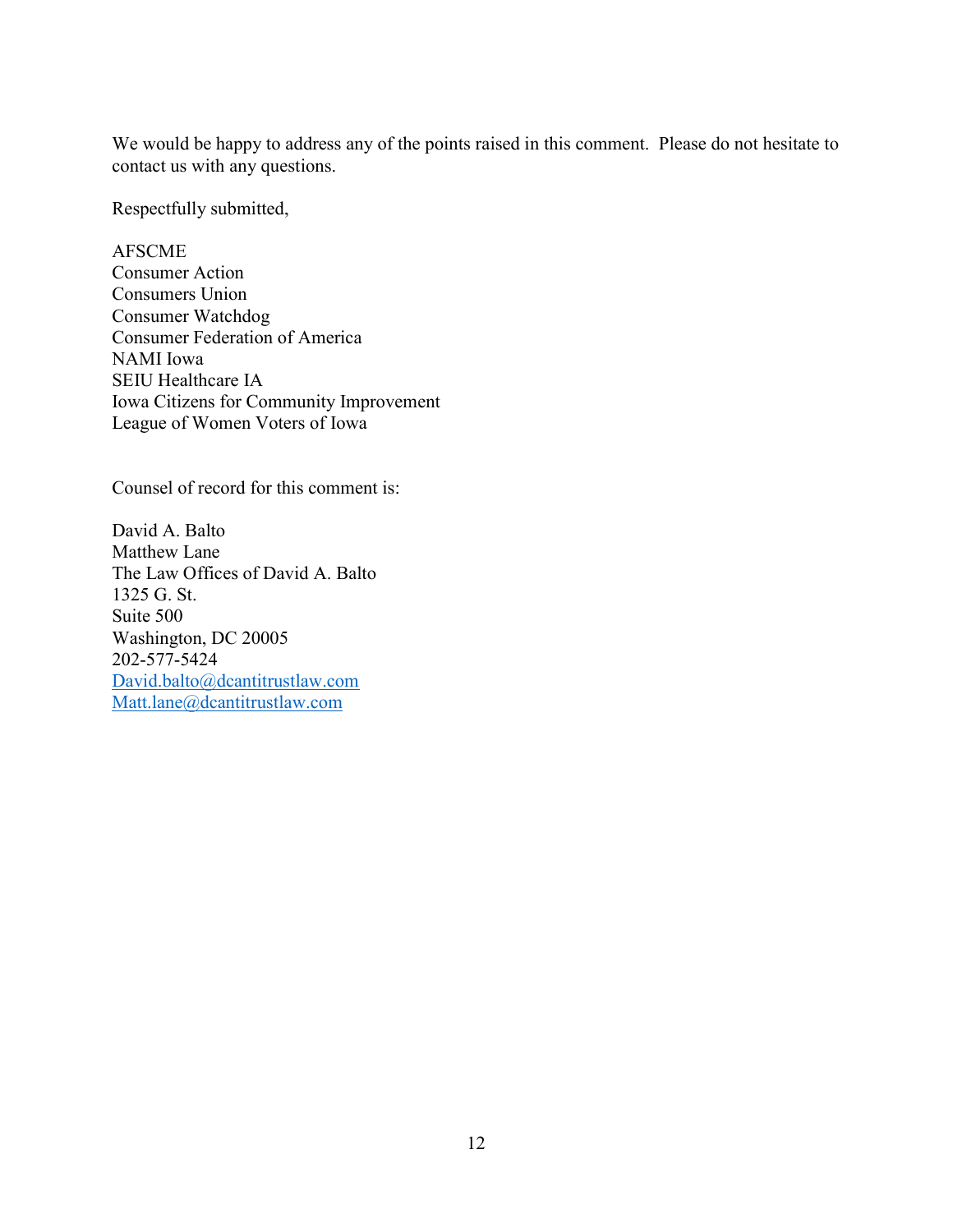We would be happy to address any of the points raised in this comment. Please do not hesitate to contact us with any questions.

Respectfully submitted,

AFSCME  
Consumer Action  
Consumers Union  
Consumer Watchdog  
Consumer Federation of America  
NAMI Iowa  
SEIU Healthcare IA  
Iowa Citizens for Community Improvement  
League of Women Voters of Iowa

Counsel of record for this comment is:

David A. Balto  
Matthew Lane  
The Law Offices of David A. Balto  
1325 G. St.  
Suite 500  
Washington, DC 20005  
202-577-5424  
David.balto@dcantitrustlaw.com  
Matt.lane@dcantitrustlaw.com